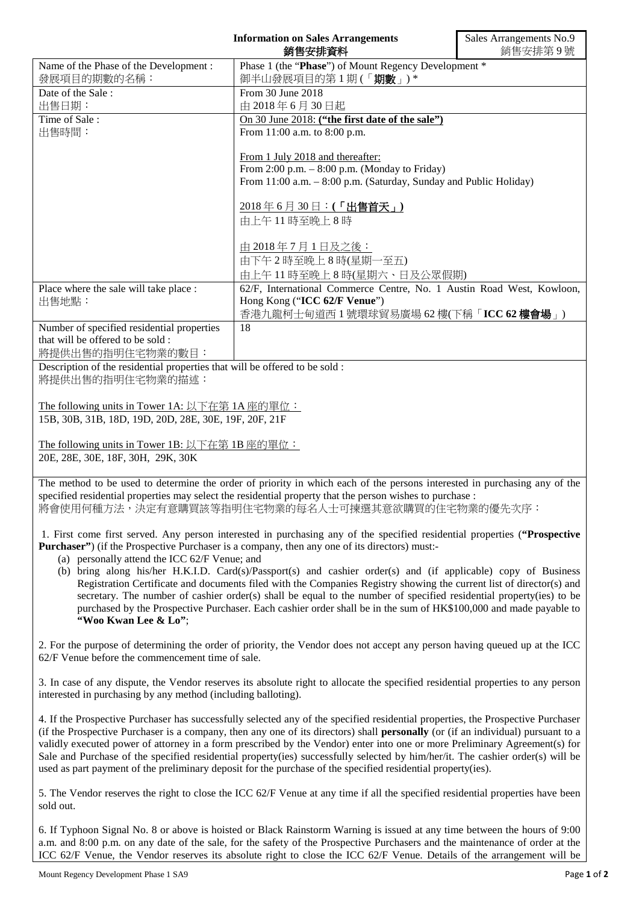**Information on Sales Arrangements**
**銷售安排資料**

Sales Arrangements No.9
銷售安排第 9 號

| | |
|---|---|
| Name of the Phase of the Development :<br>發展項目的期數的名稱： | Phase 1 (the "**Phase**") of Mount Regency Development *<br>御半山發展項目的第 1 期 (「**期數**」) * |
| Date of the Sale :<br>出售日期： | From 30 June 2018<br>由 2018 年 6 月 30 日起 |
| Time of Sale :<br>出售時間： | <u>On 30 June 2018: **("the first date of the sale")**</u><br>From 11:00 a.m. to 8:00 p.m.<br><br><u>From 1 July 2018 and thereafter:</u><br>From 2:00 p.m. – 8:00 p.m. (Monday to Friday)<br>From 11:00 a.m. – 8:00 p.m. (Saturday, Sunday and Public Holiday)<br><br><u>2018 年 6 月 30 日：**(「出售首天」)**</u><br>由上午 11 時至晚上 8 時<br><br><u>由 2018 年 7 月 1 日及之後：</u><br>由下午 2 時至晚上 8 時(星期一至五)<br>由上午 11 時至晚上 8 時(星期六、日及公眾假期) |
| Place where the sale will take place :<br>出售地點： | 62/F, International Commerce Centre, No. 1 Austin Road West, Kowloon, Hong Kong ("**ICC 62/F Venue**")<br>香港九龍柯士甸道西 1 號環球貿易廣場 62 樓(下稱「**ICC 62 樓會場**」) |
| Number of specified residential properties that will be offered to be sold :<br>將提供出售的指明住宅物業的數目： | 18 |

Description of the residential properties that will be offered to be sold :
將提供出售的指明住宅物業的描述：

<u>The following units in Tower 1A: 以下在第 1A 座的單位：</u>
15B, 30B, 31B, 18D, 19D, 20D, 28E, 30E, 19F, 20F, 21F

<u>The following units in Tower 1B: 以下在第 1B 座的單位：</u>
20E, 28E, 30E, 18F, 30H, 29K, 30K

The method to be used to determine the order of priority in which each of the persons interested in purchasing any of the specified residential properties may select the residential property that the person wishes to purchase :
將會使用何種方法，決定有意購買該等指明住宅物業的每名人士可揀選其意欲購買的住宅物業的優先次序：

1. First come first served. Any person interested in purchasing any of the specified residential properties (**"Prospective Purchaser"**) (if the Prospective Purchaser is a company, then any one of its directors) must:-
   (a) personally attend the ICC 62/F Venue; and
   (b) bring along his/her H.K.I.D. Card(s)/Passport(s) and cashier order(s) and (if applicable) copy of Business Registration Certificate and documents filed with the Companies Registry showing the current list of director(s) and secretary. The number of cashier order(s) shall be equal to the number of specified residential property(ies) to be purchased by the Prospective Purchaser. Each cashier order shall be in the sum of HK$100,000 and made payable to **"Woo Kwan Lee & Lo"**;

2. For the purpose of determining the order of priority, the Vendor does not accept any person having queued up at the ICC 62/F Venue before the commencement time of sale.

3. In case of any dispute, the Vendor reserves its absolute right to allocate the specified residential properties to any person interested in purchasing by any method (including balloting).

4. If the Prospective Purchaser has successfully selected any of the specified residential properties, the Prospective Purchaser (if the Prospective Purchaser is a company, then any one of its directors) shall **personally** (or (if an individual) pursuant to a validly executed power of attorney in a form prescribed by the Vendor) enter into one or more Preliminary Agreement(s) for Sale and Purchase of the specified residential property(ies) successfully selected by him/her/it. The cashier order(s) will be used as part payment of the preliminary deposit for the purchase of the specified residential property(ies).

5. The Vendor reserves the right to close the ICC 62/F Venue at any time if all the specified residential properties have been sold out.

6. If Typhoon Signal No. 8 or above is hoisted or Black Rainstorm Warning is issued at any time between the hours of 9:00 a.m. and 8:00 p.m. on any date of the sale, for the safety of the Prospective Purchasers and the maintenance of order at the ICC 62/F Venue, the Vendor reserves its absolute right to close the ICC 62/F Venue. Details of the arrangement will be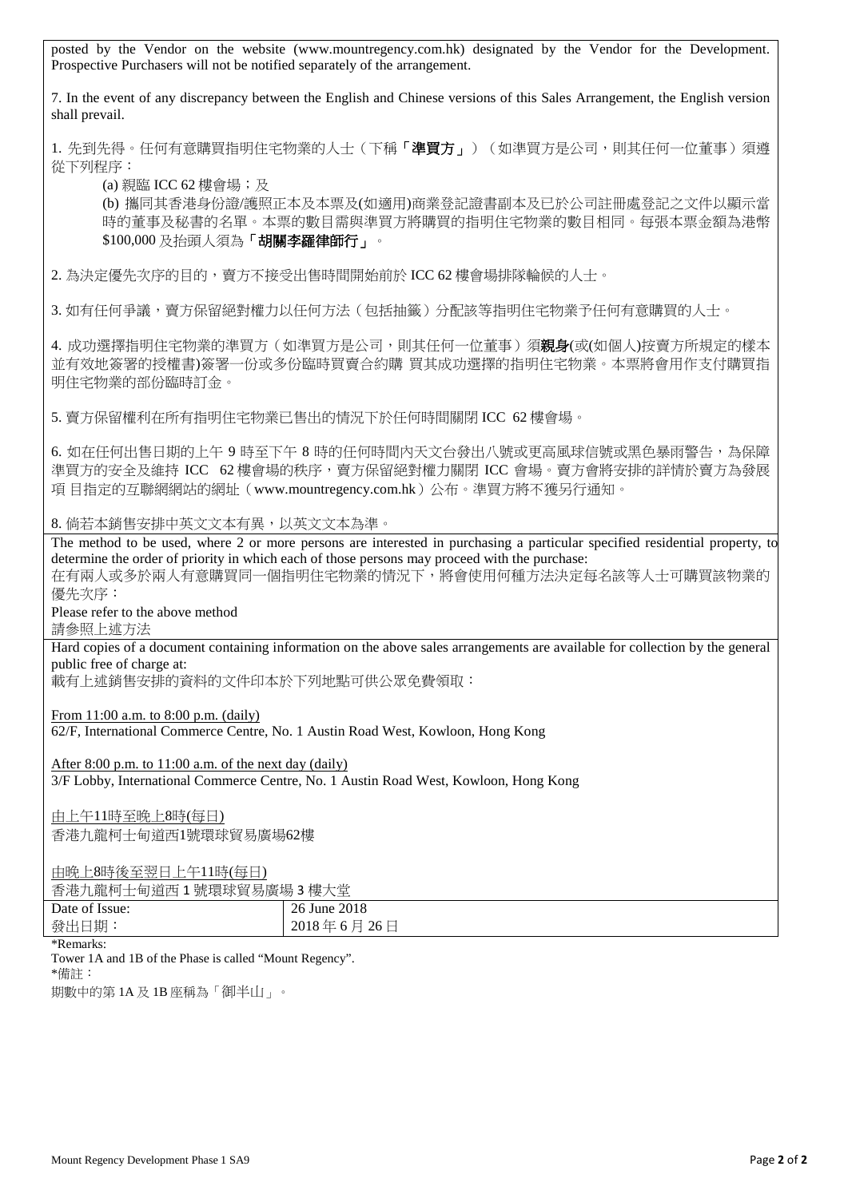posted by the Vendor on the website (www.mountregency.com.hk) designated by the Vendor for the Development. Prospective Purchasers will not be notified separately of the arrangement.

7. In the event of any discrepancy between the English and Chinese versions of this Sales Arrangement, the English version shall prevail.

1. 先到先得。任何有意購買指明住宅物業的人士（下稱**「準買方」**）（如準買方是公司，則其任何一位董事）須遵從下列程序：

(a) 親臨 ICC 62 樓會場；及

(b) 攜同其香港身份證/護照正本及本票及(如適用)商業登記證書副本及已於公司註冊處登記之文件以顯示當時的董事及秘書的名單。本票的數目需與準買方將購買的指明住宅物業的數目相同。每張本票金額為港幣 $100,000 及抬頭人須為**「胡關李羅律師行」**。

2. 為決定優先次序的目的，賣方不接受出售時間開始前於 ICC 62 樓會場排隊輪候的人士。

3. 如有任何爭議，賣方保留絕對權力以任何方法（包括抽籤）分配該等指明住宅物業予任何有意購買的人士。

4. 成功選擇指明住宅物業的準買方（如準買方是公司，則其任何一位董事）須**親身**(或(如個人)按賣方所規定的樣本並有效地簽署的授權書)簽署一份或多份臨時買賣合約購 買其成功選擇的指明住宅物業。本票將會用作支付購買指明住宅物業的部份臨時訂金。

5. 賣方保留權利在所有指明住宅物業已售出的情況下於任何時間關閉 ICC 62 樓會場。

6. 如在任何出售日期的上午 9 時至下午 8 時的任何時間內天文台發出八號或更高風球信號或黑色暴雨警告，為保障準買方的安全及維持 ICC 62 樓會場的秩序，賣方保留絕對權力關閉 ICC 會場。賣方會將安排的詳情於賣方為發展項 目指定的互聯網網站的網址（www.mountregency.com.hk）公布。準買方將不獲另行通知。

8. 倘若本銷售安排中英文文本有異，以英文文本為準。

The method to be used, where 2 or more persons are interested in purchasing a particular specified residential property, to determine the order of priority in which each of those persons may proceed with the purchase:

在有兩人或多於兩人有意購買同一個指明住宅物業的情況下，將會使用何種方法決定每名該等人士可購買該物業的優先次序：

Please refer to the above method

請參照上述方法

Hard copies of a document containing information on the above sales arrangements are available for collection by the general public free of charge at:

載有上述銷售安排的資料的文件印本於下列地點可供公眾免費領取：

From 11:00 a.m. to 8:00 p.m. (daily)

62/F, International Commerce Centre, No. 1 Austin Road West, Kowloon, Hong Kong

After 8:00 p.m. to 11:00 a.m. of the next day (daily)

3/F Lobby, International Commerce Centre, No. 1 Austin Road West, Kowloon, Hong Kong

由上午11時至晚上8時(每日)

香港九龍柯士甸道西1號環球貿易廣場62樓

由晚上8時後至翌日上午11時(每日)

香港九龍柯士甸道西 1 號環球貿易廣場 3 樓大堂

| | |
|---|---|
| Date of Issue:<br>發出日期： | 26 June 2018<br>2018 年 6 月 26 日 |

*Remarks:

Tower 1A and 1B of the Phase is called "Mount Regency".

*備註：

期數中的第 1A 及 1B 座稱為「御半山」。